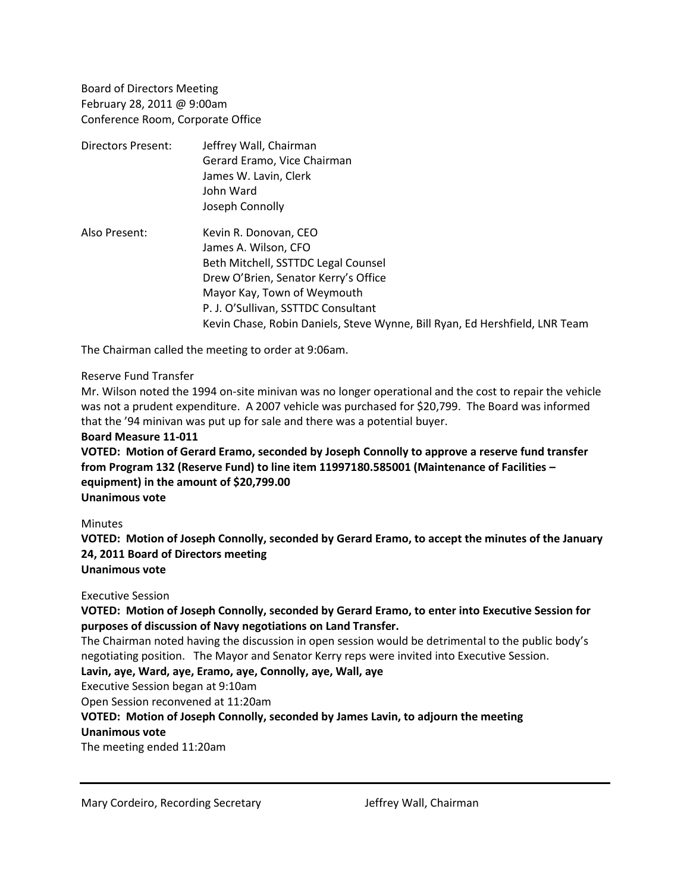Board of Directors Meeting
February 28, 2011 @ 9:00am
Conference Room, Corporate Office

| | |
|---|---|
| Directors Present: | Jeffrey Wall, Chairman<br>Gerard Eramo, Vice Chairman<br>James W. Lavin, Clerk<br>John Ward<br>Joseph Connolly |
| Also Present: | Kevin R. Donovan, CEO<br>James A. Wilson, CFO<br>Beth Mitchell, SSTTDC Legal Counsel<br>Drew O'Brien, Senator Kerry's Office<br>Mayor Kay, Town of Weymouth<br>P. J. O'Sullivan, SSTTDC Consultant<br>Kevin Chase, Robin Daniels, Steve Wynne, Bill Ryan, Ed Hershfield, LNR Team |

The Chairman called the meeting to order at 9:06am.

Reserve Fund Transfer

Mr. Wilson noted the 1994 on-site minivan was no longer operational and the cost to repair the vehicle was not a prudent expenditure. A 2007 vehicle was purchased for $20,799. The Board was informed that the '94 minivan was put up for sale and there was a potential buyer.

**Board Measure 11-011**

**VOTED: Motion of Gerard Eramo, seconded by Joseph Connolly to approve a reserve fund transfer from Program 132 (Reserve Fund) to line item 11997180.585001 (Maintenance of Facilities – equipment) in the amount of $20,799.00**

**Unanimous vote**

Minutes

**VOTED: Motion of Joseph Connolly, seconded by Gerard Eramo, to accept the minutes of the January 24, 2011 Board of Directors meeting**

**Unanimous vote**

Executive Session

**VOTED: Motion of Joseph Connolly, seconded by Gerard Eramo, to enter into Executive Session for purposes of discussion of Navy negotiations on Land Transfer.**

The Chairman noted having the discussion in open session would be detrimental to the public body's negotiating position. The Mayor and Senator Kerry reps were invited into Executive Session.

**Lavin, aye, Ward, aye, Eramo, aye, Connolly, aye, Wall, aye**

Executive Session began at 9:10am

Open Session reconvened at 11:20am

**VOTED: Motion of Joseph Connolly, seconded by James Lavin, to adjourn the meeting**

**Unanimous vote**

The meeting ended 11:20am

---

Mary Cordeiro, Recording Secretary                    Jeffrey Wall, Chairman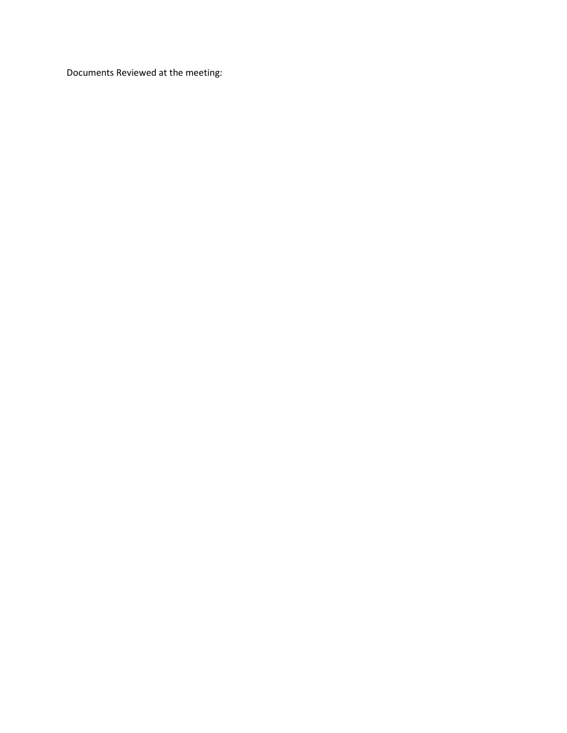Documents Reviewed at the meeting: